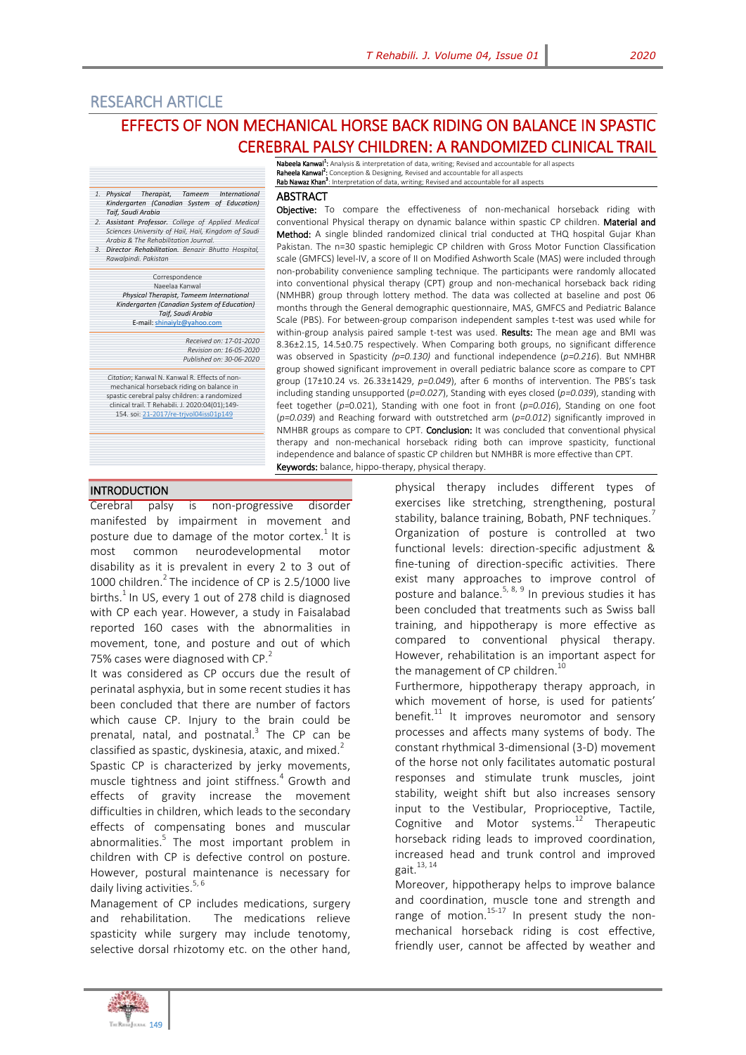## RESEARCH ARTICLE

# EFFECTS OF NON MECHANICAL HORSE BACK RIDING ON BALANCE IN SPASTIC CEREBRAL PALSY CHILDREN: A RANDOMIZED CLINICAL TRAIL

**Nabeela Kanwal**[1]: Analysis & interpretation of data, writing; Revised and accountable for all aspects
**Raheela Kanwal**[2]: Conception & Designing, Revised and accountable for all aspects
**Rab Nawaz Khan**[3]: Interpretation of data, writing; Revised and accountable for all aspects

1. *Physical Therapist, Tameem International Kindergarten (Canadian System of Education) Taif, Saudi Arabia*
2. *Assistant Professor. College of Applied Medical Sciences University of Hail, Hail, Kingdom of Saudi Arabia & The Rehabilitation Journal.*
3. *Director Rehabilitation. Benazir Bhutto Hospital, Rawalpindi. Pakistan*

Correspondence
Naeelaa Kanwal
*Physical Therapist, Tameem International Kindergarten (Canadian System of Education) Taif, Saudi Arabia*
E-mail: shinaiylz@yahoo.com

*Received on: 17-01-2020*
*Revision on: 16-05-2020*
*Published on: 30-06-2020*

*Citation*; Kanwal N. Kanwal R. Effects of non-mechanical horseback riding on balance in spastic cerebral palsy children: a randomized clinical trail. T Rehabili. J. 2020:04(01);149-154. soi: 21-2017/re-trjvol04iss01p149

## ABSTRACT

**Objective:** To compare the effectiveness of non-mechanical horseback riding with conventional Physical therapy on dynamic balance within spastic CP children. **Material and Method:** A single blinded randomized clinical trial conducted at THQ hospital Gujar Khan Pakistan. The n=30 spastic hemiplegic CP children with Gross Motor Function Classification scale (GMFCS) level-IV, a score of II on Modified Ashworth Scale (MAS) were included through non-probability convenience sampling technique. The participants were randomly allocated into conventional physical therapy (CPT) group and non-mechanical horseback back riding (NMHBR) group through lottery method. The data was collected at baseline and post 06 months through the General demographic questionnaire, MAS, GMFCS and Pediatric Balance Scale (PBS). For between-group comparison independent samples t-test was used while for within-group analysis paired sample t-test was used. **Results:** The mean age and BMI was 8.36±2.15, 14.5±0.75 respectively. When Comparing both groups, no significant difference was observed in Spasticity *(p=0.130)* and functional independence (*p=0.216*). But NMHBR group showed significant improvement in overall pediatric balance score as compare to CPT group (17±10.24 vs. 26.33±1429, *p=0.049*), after 6 months of intervention. The PBS's task including standing unsupported (*p=0.027*), Standing with eyes closed (*p=0.039*), standing with feet together (*p=0.021*), Standing with one foot in front (*p=0.016*), Standing on one foot (*p=0.039*) and Reaching forward with outstretched arm (*p=0.012*) significantly improved in NMHBR groups as compare to CPT. **Conclusion:** It was concluded that conventional physical therapy and non-mechanical horseback riding both can improve spasticity, functional independence and balance of spastic CP children but NMHBR is more effective than CPT.

**Keywords:** balance, hippo-therapy, physical therapy.

## INTRODUCTION

Cerebral palsy is non-progressive disorder manifested by impairment in movement and posture due to damage of the motor cortex.[1] It is most common neurodevelopmental motor disability as it is prevalent in every 2 to 3 out of 1000 children.[2] The incidence of CP is 2.5/1000 live births.[1] In US, every 1 out of 278 child is diagnosed with CP each year. However, a study in Faisalabad reported 160 cases with the abnormalities in movement, tone, and posture and out of which 75% cases were diagnosed with CP.[2]

It was considered as CP occurs due the result of perinatal asphyxia, but in some recent studies it has been concluded that there are number of factors which cause CP. Injury to the brain could be prenatal, natal, and postnatal.[3] The CP can be classified as spastic, dyskinesia, ataxic, and mixed.[2]

Spastic CP is characterized by jerky movements, muscle tightness and joint stiffness.[4] Growth and effects of gravity increase the movement difficulties in children, which leads to the secondary effects of compensating bones and muscular abnormalities.[5] The most important problem in children with CP is defective control on posture. However, postural maintenance is necessary for daily living activities.[5, 6]

Management of CP includes medications, surgery and rehabilitation. The medications relieve spasticity while surgery may include tenotomy, selective dorsal rhizotomy etc. on the other hand, physical therapy includes different types of exercises like stretching, strengthening, postural stability, balance training, Bobath, PNF techniques.[7] Organization of posture is controlled at two functional levels: direction-specific adjustment & fine-tuning of direction-specific activities. There exist many approaches to improve control of posture and balance.[5, 8, 9] In previous studies it has been concluded that treatments such as Swiss ball training, and hippotherapy is more effective as compared to conventional physical therapy. However, rehabilitation is an important aspect for the management of CP children.[10]

Furthermore, hippotherapy therapy approach, in which movement of horse, is used for patients' benefit.[11] It improves neuromotor and sensory processes and affects many systems of body. The constant rhythmical 3-dimensional (3-D) movement of the horse not only facilitates automatic postural responses and stimulate trunk muscles, joint stability, weight shift but also increases sensory input to the Vestibular, Proprioceptive, Tactile, Cognitive and Motor systems.[12] Therapeutic horseback riding leads to improved coordination, increased head and trunk control and improved gait.[13, 14]

Moreover, hippotherapy helps to improve balance and coordination, muscle tone and strength and range of motion.[15-17] In present study the non-mechanical horseback riding is cost effective, friendly user, cannot be affected by weather and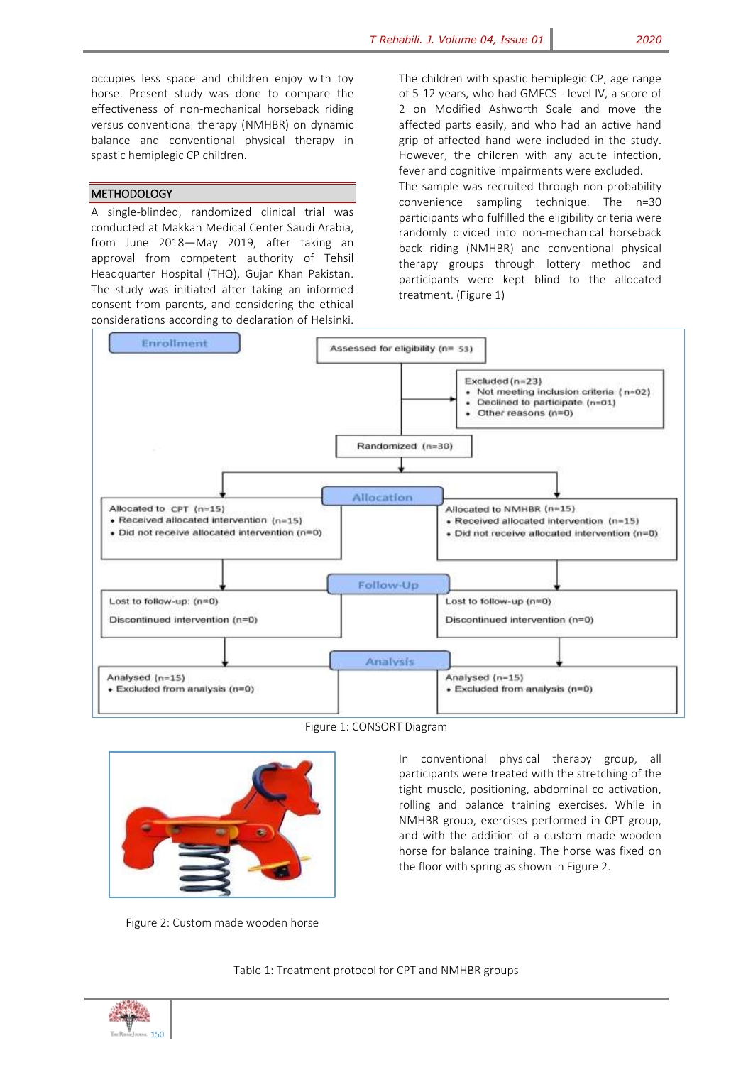occupies less space and children enjoy with toy horse. Present study was done to compare the effectiveness of non-mechanical horseback riding versus conventional therapy (NMHBR) on dynamic balance and conventional physical therapy in spastic hemiplegic CP children.

## METHODOLOGY

A single-blinded, randomized clinical trial was conducted at Makkah Medical Center Saudi Arabia, from June 2018—May 2019, after taking an approval from competent authority of Tehsil Headquarter Hospital (THQ), Gujar Khan Pakistan. The study was initiated after taking an informed consent from parents, and considering the ethical considerations according to declaration of Helsinki.

The children with spastic hemiplegic CP, age range of 5-12 years, who had GMFCS - level IV, a score of 2 on Modified Ashworth Scale and move the affected parts easily, and who had an active hand grip of affected hand were included in the study. However, the children with any acute infection, fever and cognitive impairments were excluded.

The sample was recruited through non-probability convenience sampling technique. The n=30 participants who fulfilled the eligibility criteria were randomly divided into non-mechanical horseback back riding (NMHBR) and conventional physical therapy groups through lottery method and participants were kept blind to the allocated treatment. (Figure 1)

**Enrollment**

Assessed for eligibility (n= 53)

Excluded (n=23)
- Not meeting inclusion criteria (n=02)
- Declined to participate (n=01)
- Other reasons (n=0)

Randomized (n=30)

**Allocation**

Allocated to CPT (n=15)
- Received allocated intervention (n=15)
- Did not receive allocated intervention (n=0)

Allocated to NMHBR (n=15)
- Received allocated intervention (n=15)
- Did not receive allocated intervention (n=0)

**Follow-Up**

Lost to follow-up: (n=0)
Discontinued intervention (n=0)

Lost to follow-up (n=0)
Discontinued intervention (n=0)

**Analysis**

Analysed (n=15)
- Excluded from analysis (n=0)

Analysed (n=15)
- Excluded from analysis (n=0)

Figure 1: CONSORT Diagram

Figure 2: Custom made wooden horse

In conventional physical therapy group, all participants were treated with the stretching of the tight muscle, positioning, abdominal co activation, rolling and balance training exercises. While in NMHBR group, exercises performed in CPT group, and with the addition of a custom made wooden horse for balance training. The horse was fixed on the floor with spring as shown in Figure 2.

Table 1: Treatment protocol for CPT and NMHBR groups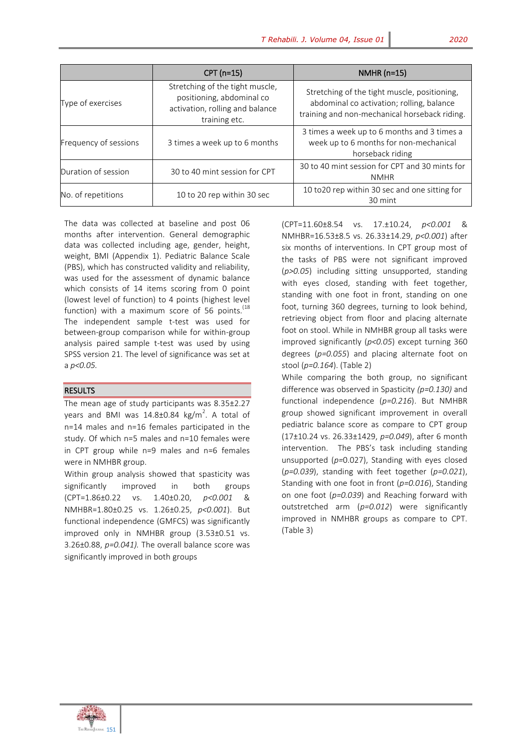| | CPT (n=15) | NMHR (n=15) |
|---|---|---|
| Type of exercises | Stretching of the tight muscle, positioning, abdominal co activation, rolling and balance training etc. | Stretching of the tight muscle, positioning, abdominal co activation; rolling, balance training and non-mechanical horseback riding. |
| Frequency of sessions | 3 times a week up to 6 months | 3 times a week up to 6 months and 3 times a week up to 6 months for non-mechanical horseback riding |
| Duration of session | 30 to 40 mint session for CPT | 30 to 40 mint session for CPT and 30 mints for NMHR |
| No. of repetitions | 10 to 20 rep within 30 sec | 10 to20 rep within 30 sec and one sitting for 30 mint |

The data was collected at baseline and post 06 months after intervention. General demographic data was collected including age, gender, height, weight, BMI (Appendix 1). Pediatric Balance Scale (PBS), which has constructed validity and reliability, was used for the assessment of dynamic balance which consists of 14 items scoring from 0 point (lowest level of function) to 4 points (highest level function) with a maximum score of 56 points.[18] The independent sample t-test was used for between-group comparison while for within-group analysis paired sample t-test was used by using SPSS version 21. The level of significance was set at a *p<0.05*.

## RESULTS

The mean age of study participants was 8.35±2.27 years and BMI was 14.8±0.84 kg/m$^2$. A total of n=14 males and n=16 females participated in the study. Of which n=5 males and n=10 females were in CPT group while n=9 males and n=6 females were in NMHBR group.

Within group analysis showed that spasticity was significantly improved in both groups (CPT=1.86±0.22 vs. 1.40±0.20, *p<0.001* & NMHBR=1.80±0.25 vs. 1.26±0.25, *p<0.001*). But functional independence (GMFCS) was significantly improved only in NMHBR group (3.53±0.51 vs. 3.26±0.88, *p=0.041).* The overall balance score was significantly improved in both groups (CPT=11.60±8.54 vs. 17.±10.24, *p<0.001* & NMHBR=16.53±8.5 vs. 26.33±14.29, *p<0.001*) after six months of interventions. In CPT group most of the tasks of PBS were not significant improved (*p>0.05*) including sitting unsupported, standing with eyes closed, standing with feet together, standing with one foot in front, standing on one foot, turning 360 degrees, turning to look behind, retrieving object from floor and placing alternate foot on stool. While in NMHBR group all tasks were improved significantly (*p<0.05*) except turning 360 degrees (*p=0.055*) and placing alternate foot on stool (*p=0.164*). (Table 2)

While comparing the both group, no significant difference was observed in Spasticity *(p=0.130)* and functional independence (*p=0.216*). But NMHBR group showed significant improvement in overall pediatric balance score as compare to CPT group (17±10.24 vs. 26.33±1429, *p=0.049*), after 6 month intervention. The PBS's task including standing unsupported (*p*=0.027), Standing with eyes closed (*p=0.039*), standing with feet together (*p=0.021*), Standing with one foot in front (*p=0.016*), Standing on one foot (*p=0.039*) and Reaching forward with outstretched arm (*p=0.012*) were significantly improved in NMHBR groups as compare to CPT. (Table 3)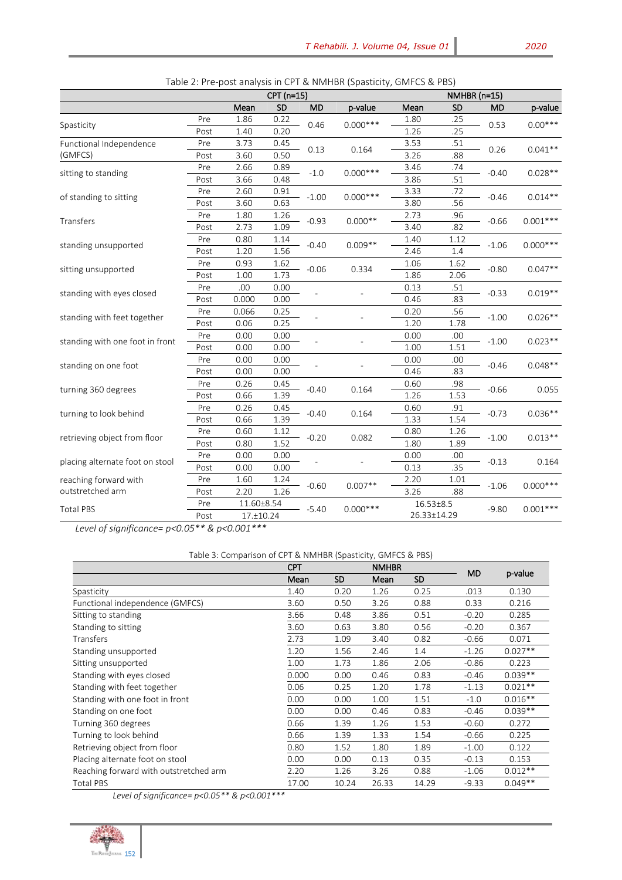Table 2: Pre-post analysis in CPT & NMHBR (Spasticity, GMFCS & PBS)

| | | CPT (n=15) | | | | NMHBR (n=15) | | | |
|---|---|---|---|---|---|---|---|---|---|
| | | Mean | SD | MD | p-value | Mean | SD | MD | p-value |
| Spasticity | Pre | 1.86 | 0.22 | 0.46 | 0.000*** | 1.80 | .25 | 0.53 | 0.00*** |
| | Post | 1.40 | 0.20 | | | 1.26 | .25 | | |
| Functional Independence (GMFCS) | Pre | 3.73 | 0.45 | 0.13 | 0.164 | 3.53 | .51 | 0.26 | 0.041** |
| | Post | 3.60 | 0.50 | | | 3.26 | .88 | | |
| sitting to standing | Pre | 2.66 | 0.89 | -1.0 | 0.000*** | 3.46 | .74 | -0.40 | 0.028** |
| | Post | 3.66 | 0.48 | | | 3.86 | .51 | | |
| of standing to sitting | Pre | 2.60 | 0.91 | -1.00 | 0.000*** | 3.33 | .72 | -0.46 | 0.014** |
| | Post | 3.60 | 0.63 | | | 3.80 | .56 | | |
| Transfers | Pre | 1.80 | 1.26 | -0.93 | 0.000** | 2.73 | .96 | -0.66 | 0.001*** |
| | Post | 2.73 | 1.09 | | | 3.40 | .82 | | |
| standing unsupported | Pre | 0.80 | 1.14 | -0.40 | 0.009** | 1.40 | 1.12 | -1.06 | 0.000*** |
| | Post | 1.20 | 1.56 | | | 2.46 | 1.4 | | |
| sitting unsupported | Pre | 0.93 | 1.62 | -0.06 | 0.334 | 1.06 | 1.62 | -0.80 | 0.047** |
| | Post | 1.00 | 1.73 | | | 1.86 | 2.06 | | |
| standing with eyes closed | Pre | .00 | 0.00 | - | - | 0.13 | .51 | -0.33 | 0.019** |
| | Post | 0.000 | 0.00 | | | 0.46 | .83 | | |
| standing with feet together | Pre | 0.066 | 0.25 | - | - | 0.20 | .56 | -1.00 | 0.026** |
| | Post | 0.06 | 0.25 | | | 1.20 | 1.78 | | |
| standing with one foot in front | Pre | 0.00 | 0.00 | - | - | 0.00 | .00 | -1.00 | 0.023** |
| | Post | 0.00 | 0.00 | | | 1.00 | 1.51 | | |
| standing on one foot | Pre | 0.00 | 0.00 | - | - | 0.00 | .00 | -0.46 | 0.048** |
| | Post | 0.00 | 0.00 | | | 0.46 | .83 | | |
| turning 360 degrees | Pre | 0.26 | 0.45 | -0.40 | 0.164 | 0.60 | .98 | -0.66 | 0.055 |
| | Post | 0.66 | 1.39 | | | 1.26 | 1.53 | | |
| turning to look behind | Pre | 0.26 | 0.45 | -0.40 | 0.164 | 0.60 | .91 | -0.73 | 0.036** |
| | Post | 0.66 | 1.39 | | | 1.33 | 1.54 | | |
| retrieving object from floor | Pre | 0.60 | 1.12 | -0.20 | 0.082 | 0.80 | 1.26 | -1.00 | 0.013** |
| | Post | 0.80 | 1.52 | | | 1.80 | 1.89 | | |
| placing alternate foot on stool | Pre | 0.00 | 0.00 | - | - | 0.00 | .00 | -0.13 | 0.164 |
| | Post | 0.00 | 0.00 | | | 0.13 | .35 | | |
| reaching forward with outstretched arm | Pre | 1.60 | 1.24 | -0.60 | 0.007** | 2.20 | 1.01 | -1.06 | 0.000*** |
| | Post | 2.20 | 1.26 | | | 3.26 | .88 | | |
| Total PBS | Pre | 11.60±8.54 | | -5.40 | 0.000*** | 16.53±8.5 | | -9.80 | 0.001*** |
| | Post | 17.±10.24 | | | | 26.33±14.29 | | | |

*Level of significance= p<0.05** & p<0.001****

Table 3: Comparison of CPT & NMHBR (Spasticity, GMFCS & PBS)

| | CPT | | NMHBR | | MD | p-value |
|---|---|---|---|---|---|---|
| | Mean | SD | Mean | SD | | |
| Spasticity | 1.40 | 0.20 | 1.26 | 0.25 | .013 | 0.130 |
| Functional independence (GMFCS) | 3.60 | 0.50 | 3.26 | 0.88 | 0.33 | 0.216 |
| Sitting to standing | 3.66 | 0.48 | 3.86 | 0.51 | -0.20 | 0.285 |
| Standing to sitting | 3.60 | 0.63 | 3.80 | 0.56 | -0.20 | 0.367 |
| Transfers | 2.73 | 1.09 | 3.40 | 0.82 | -0.66 | 0.071 |
| Standing unsupported | 1.20 | 1.56 | 2.46 | 1.4 | -1.26 | 0.027** |
| Sitting unsupported | 1.00 | 1.73 | 1.86 | 2.06 | -0.86 | 0.223 |
| Standing with eyes closed | 0.000 | 0.00 | 0.46 | 0.83 | -0.46 | 0.039** |
| Standing with feet together | 0.06 | 0.25 | 1.20 | 1.78 | -1.13 | 0.021** |
| Standing with one foot in front | 0.00 | 0.00 | 1.00 | 1.51 | -1.0 | 0.016** |
| Standing on one foot | 0.00 | 0.00 | 0.46 | 0.83 | -0.46 | 0.039** |
| Turning 360 degrees | 0.66 | 1.39 | 1.26 | 1.53 | -0.60 | 0.272 |
| Turning to look behind | 0.66 | 1.39 | 1.33 | 1.54 | -0.66 | 0.225 |
| Retrieving object from floor | 0.80 | 1.52 | 1.80 | 1.89 | -1.00 | 0.122 |
| Placing alternate foot on stool | 0.00 | 0.00 | 0.13 | 0.35 | -0.13 | 0.153 |
| Reaching forward with outstretched arm | 2.20 | 1.26 | 3.26 | 0.88 | -1.06 | 0.012** |
| Total PBS | 17.00 | 10.24 | 26.33 | 14.29 | -9.33 | 0.049** |

*Level of significance= p<0.05** & p<0.001****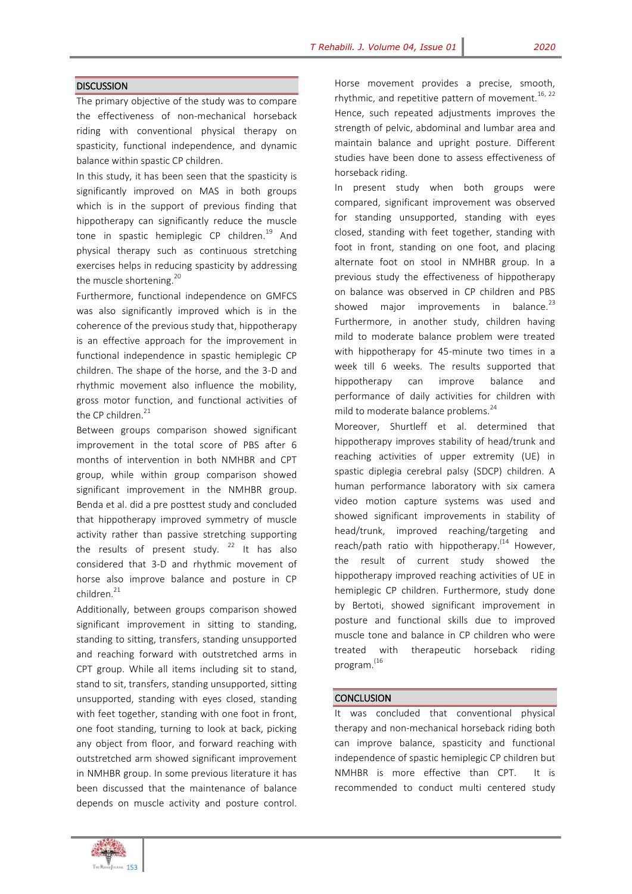## DISCUSSION

The primary objective of the study was to compare the effectiveness of non-mechanical horseback riding with conventional physical therapy on spasticity, functional independence, and dynamic balance within spastic CP children.

In this study, it has been seen that the spasticity is significantly improved on MAS in both groups which is in the support of previous finding that hippotherapy can significantly reduce the muscle tone in spastic hemiplegic CP children.[19] And physical therapy such as continuous stretching exercises helps in reducing spasticity by addressing the muscle shortening.[20]

Furthermore, functional independence on GMFCS was also significantly improved which is in the coherence of the previous study that, hippotherapy is an effective approach for the improvement in functional independence in spastic hemiplegic CP children. The shape of the horse, and the 3-D and rhythmic movement also influence the mobility, gross motor function, and functional activities of the CP children.[21]

Between groups comparison showed significant improvement in the total score of PBS after 6 months of intervention in both NMHBR and CPT group, while within group comparison showed significant improvement in the NMHBR group. Benda et al. did a pre posttest study and concluded that hippotherapy improved symmetry of muscle activity rather than passive stretching supporting the results of present study.[22] It has also considered that 3-D and rhythmic movement of horse also improve balance and posture in CP children.[21]

Additionally, between groups comparison showed significant improvement in sitting to standing, standing to sitting, transfers, standing unsupported and reaching forward with outstretched arms in CPT group. While all items including sit to stand, stand to sit, transfers, standing unsupported, sitting unsupported, standing with eyes closed, standing with feet together, standing with one foot in front, one foot standing, turning to look at back, picking any object from floor, and forward reaching with outstretched arm showed significant improvement in NMHBR group. In some previous literature it has been discussed that the maintenance of balance depends on muscle activity and posture control. Horse movement provides a precise, smooth, rhythmic, and repetitive pattern of movement.[16, 22] Hence, such repeated adjustments improves the strength of pelvic, abdominal and lumbar area and maintain balance and upright posture. Different studies have been done to assess effectiveness of horseback riding.

In present study when both groups were compared, significant improvement was observed for standing unsupported, standing with eyes closed, standing with feet together, standing with foot in front, standing on one foot, and placing alternate foot on stool in NMHBR group. In a previous study the effectiveness of hippotherapy on balance was observed in CP children and PBS showed major improvements in balance.[23] Furthermore, in another study, children having mild to moderate balance problem were treated with hippotherapy for 45-minute two times in a week till 6 weeks. The results supported that hippotherapy can improve balance and performance of daily activities for children with mild to moderate balance problems.[24]

Moreover, Shurtleff et al. determined that hippotherapy improves stability of head/trunk and reaching activities of upper extremity (UE) in spastic diplegia cerebral palsy (SDCP) children. A human performance laboratory with six camera video motion capture systems was used and showed significant improvements in stability of head/trunk, improved reaching/targeting and reach/path ratio with hippotherapy.[(14] However, the result of current study showed the hippotherapy improved reaching activities of UE in hemiplegic CP children. Furthermore, study done by Bertoti, showed significant improvement in posture and functional skills due to improved muscle tone and balance in CP children who were treated with therapeutic horseback riding program.[(16]

## CONCLUSION

It was concluded that conventional physical therapy and non-mechanical horseback riding both can improve balance, spasticity and functional independence of spastic hemiplegic CP children but NMHBR is more effective than CPT. It is recommended to conduct multi centered study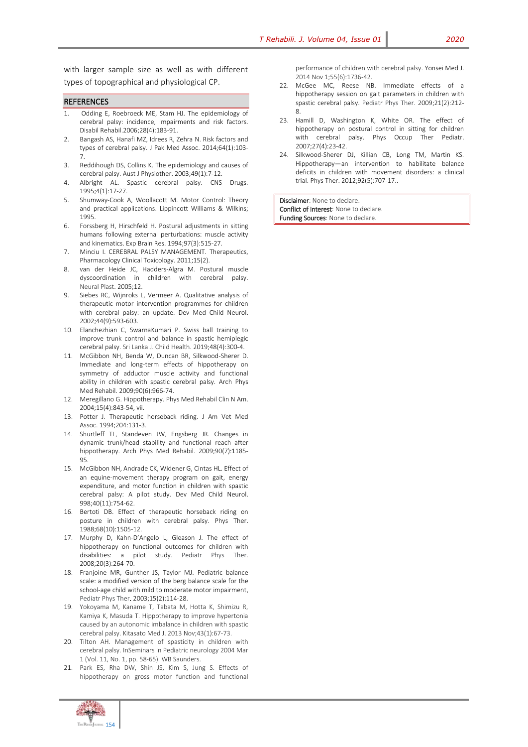with larger sample size as well as with different types of topographical and physiological CP.

## REFERENCES

1. Odding E, Roebroeck ME, Stam HJ. The epidemiology of cerebral palsy: incidence, impairments and risk factors. Disabil Rehabil.2006;28(4):183-91.
2. Bangash AS, Hanafi MZ, Idrees R, Zehra N. Risk factors and types of cerebral palsy. J Pak Med Assoc. 2014;64(1):103-7.
3. Reddihough DS, Collins K. The epidemiology and causes of cerebral palsy. Aust J Physiother. 2003;49(1):7-12.
4. Albright AL. Spastic cerebral palsy. CNS Drugs. 1995;4(1):17-27.
5. Shumway-Cook A, Woollacott M. Motor Control: Theory and practical applications. Lippincott Williams & Wilkins; 1995.
6. Forssberg H, Hirschfeld H. Postural adjustments in sitting humans following external perturbations: muscle activity and kinematics. Exp Brain Res. 1994;97(3):515-27.
7. Minciu I. CEREBRAL PALSY MANAGEMENT. Therapeutics, Pharmacology Clinical Toxicology. 2011;15(2).
8. van der Heide JC, Hadders-Algra M. Postural muscle dyscoordination in children with cerebral palsy. Neural Plast. 2005;12.
9. Siebes RC, Wijnroks L, Vermeer A. Qualitative analysis of therapeutic motor intervention programmes for children with cerebral palsy: an update. Dev Med Child Neurol. 2002;44(9):593-603.
10. Elanchezhian C, SwarnaKumari P. Swiss ball training to improve trunk control and balance in spastic hemiplegic cerebral palsy. Sri Lanka J. Child Health. 2019;48(4):300-4.
11. McGibbon NH, Benda W, Duncan BR, Silkwood-Sherer D. Immediate and long-term effects of hippotherapy on symmetry of adductor muscle activity and functional ability in children with spastic cerebral palsy. Arch Phys Med Rehabil. 2009;90(6):966-74.
12. Meregillano G. Hippotherapy. Phys Med Rehabil Clin N Am. 2004;15(4):843-54, vii.
13. Potter J. Therapeutic horseback riding. J Am Vet Med Assoc. 1994;204:131-3.
14. Shurtleff TL, Standeven JW, Engsberg JR. Changes in dynamic trunk/head stability and functional reach after hippotherapy. Arch Phys Med Rehabil. 2009;90(7):1185-95.
15. McGibbon NH, Andrade CK, Widener G, Cintas HL. Effect of an equine-movement therapy program on gait, energy expenditure, and motor function in children with spastic cerebral palsy: A pilot study. Dev Med Child Neurol. 998;40(11):754-62.
16. Bertoti DB. Effect of therapeutic horseback riding on posture in children with cerebral palsy. Phys Ther. 1988;68(10):1505-12.
17. Murphy D, Kahn-D'Angelo L, Gleason J. The effect of hippotherapy on functional outcomes for children with disabilities: a pilot study. Pediatr Phys Ther. 2008;20(3):264-70.
18. Franjoine MR, Gunther JS, Taylor MJ. Pediatric balance scale: a modified version of the berg balance scale for the school-age child with mild to moderate motor impairment. Pediatr Phys Ther. 2003;15(2):114-28.
19. Yokoyama M, Kaname T, Tabata M, Hotta K, Shimizu R, Kamiya K, Masuda T. Hippotherapy to improve hypertonia caused by an autonomic imbalance in children with spastic cerebral palsy. Kitasato Med J. 2013 Nov;43(1):67-73.
20. Tilton AH. Management of spasticity in children with cerebral palsy. InSeminars in Pediatric neurology 2004 Mar 1 (Vol. 11, No. 1, pp. 58-65). WB Saunders.
21. Park ES, Rha DW, Shin JS, Kim S, Jung S. Effects of hippotherapy on gross motor function and functional performance of children with cerebral palsy. Yonsei Med J. 2014 Nov 1;55(6):1736-42.
22. McGee MC, Reese NB. Immediate effects of a hippotherapy session on gait parameters in children with spastic cerebral palsy. Pediatr Phys Ther. 2009;21(2):212-8.
23. Hamill D, Washington K, White OR. The effect of hippotherapy on postural control in sitting for children with cerebral palsy. Phys Occup Ther Pediatr. 2007;27(4):23-42.
24. Silkwood-Sherer DJ, Killian CB, Long TM, Martin KS. Hippotherapy—an intervention to habilitate balance deficits in children with movement disorders: a clinical trial. Phys Ther. 2012;92(5):707-17..

**Disclaimer**: None to declare.
**Conflict of Interest**: None to declare.
**Funding Sources**: None to declare.